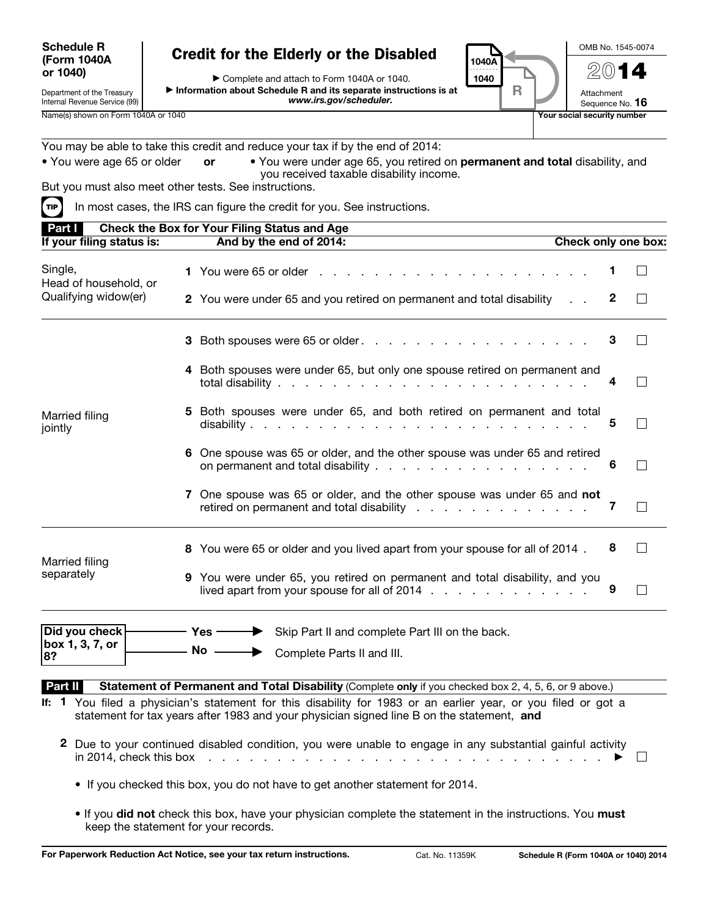**Schedule R (Form 1040A or 1040)**

Department of the Treasury Internal Revenue Service (99)

# Credit for the Elderly or the Disabled

▶ Complete and attach to Form 1040A or 1040.

▶ Information about Schedule R and its separate instructions is at *www.irs.gov/scheduler.*

OMB No. 1545-0074

**2014**

Attachment Sequence No. **16**

Name(s) shown on Form 1040A or 1040 | **Your social security number**

You may be able to take this credit and reduce your tax if by the end of 2014:

- You were age 65 or older **or**
- You were under age 65, you retired on **permanent and total** disability, and you received taxable disability income.

But you must also meet other tests. See instructions.

**TIP** In most cases, the IRS can figure the credit for you. See instructions.

## Part I Check the Box for Your Filing Status and Age

| If your filing status is: | And by the end of 2014: | Check only one box: |
|---|---|---|
| Single, Head of household, or Qualifying widow(er) | **1** You were 65 or older | 1 ☐ |
| | **2** You were under 65 and you retired on permanent and total disability | 2 ☐ |
| Married filing jointly | **3** Both spouses were 65 or older | 3 ☐ |
| | **4** Both spouses were under 65, but only one spouse retired on permanent and total disability | 4 ☐ |
| | **5** Both spouses were under 65, and both retired on permanent and total disability | 5 ☐ |
| | **6** One spouse was 65 or older, and the other spouse was under 65 and retired on permanent and total disability | 6 ☐ |
| | **7** One spouse was 65 or older, and the other spouse was under 65 and **not** retired on permanent and total disability | 7 ☐ |
| Married filing separately | **8** You were 65 or older and you lived apart from your spouse for all of 2014 | 8 ☐ |
| | **9** You were under 65, you retired on permanent and total disability, and you lived apart from your spouse for all of 2014 | 9 ☐ |

**Did you check box 1, 3, 7, or 8?**

- **Yes** ▶ Skip Part II and complete Part III on the back.
- **No** ▶ Complete Parts II and III.

## Part II Statement of Permanent and Total Disability (Complete **only** if you checked box 2, 4, 5, 6, or 9 above.)

**If: 1** You filed a physician's statement for this disability for 1983 or an earlier year, or you filed or got a statement for tax years after 1983 and your physician signed line B on the statement, **and**

**2** Due to your continued disabled condition, you were unable to engage in any substantial gainful activity in 2014, check this box ▶ ☐

- If you checked this box, you do not have to get another statement for 2014.
- If you **did not** check this box, have your physician complete the statement in the instructions. You **must** keep the statement for your records.

**For Paperwork Reduction Act Notice, see your tax return instructions.** Cat. No. 11359K **Schedule R (Form 1040A or 1040) 2014**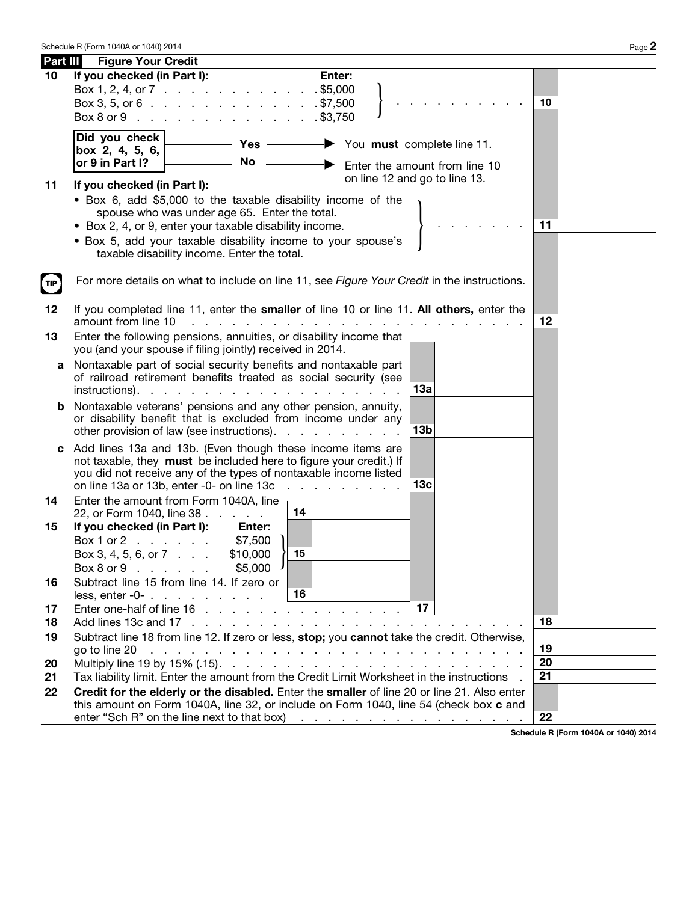## Part III Figure Your Credit

**10** **If you checked (in Part I):** **Enter:**

Box 1, 2, 4, or 7 . . . . . . . . . . . . . $5,000
Box 3, 5, or 6 . . . . . . . . . . . . . . $7,500
Box 8 or 9 . . . . . . . . . . . . . . . $3,750 ........ **10**

**Did you check box 2, 4, 5, 6, or 9 in Part I?**

- **Yes** → You **must** complete line 11.
- **No** → Enter the amount from line 10 on line 12 and go to line 13.

**11** **If you checked (in Part I):**

- Box 6, add $5,000 to the taxable disability income of the spouse who was under age 65. Enter the total.
- Box 2, 4, or 9, enter your taxable disability income.
- Box 5, add your taxable disability income to your spouse's taxable disability income. Enter the total. ........ **11**

**TIP** For more details on what to include on line 11, see *Figure Your Credit* in the instructions.

**12** If you completed line 11, enter the **smaller** of line 10 or line 11. **All others,** enter the amount from line 10 . . . . . . . . . . . . . . . . . . . . . . . . **12**

**13** Enter the following pensions, annuities, or disability income that you (and your spouse if filing jointly) received in 2014.

**a** Nontaxable part of social security benefits and nontaxable part of railroad retirement benefits treated as social security (see instructions). . . . . . . . . . . . . . . . . **13a**

**b** Nontaxable veterans' pensions and any other pension, annuity, or disability benefit that is excluded from income under any other provision of law (see instructions). . . . . . . . . . **13b**

**c** Add lines 13a and 13b. (Even though these income items are not taxable, they **must** be included here to figure your credit.) If you did not receive any of the types of nontaxable income listed on line 13a or 13b, enter -0- on line 13c . . . . . . . . . . **13c**

**14** Enter the amount from Form 1040A, line 22, or Form 1040, line 38 . . . . . **14**

**15** **If you checked (in Part I):** **Enter:**

Box 1 or 2 . . . . . . $7,500
Box 3, 4, 5, 6, or 7 . . . $10,000
Box 8 or 9 . . . . . . $5,000 **15**

**16** Subtract line 15 from line 14. If zero or less, enter -0- . . . . . . . . . . **16**

**17** Enter one-half of line 16 . . . . . . . . . . . . . . . . **17**

**18** Add lines 13c and 17 . . . . . . . . . . . . . . . . . . . . . . . . **18**

**19** Subtract line 18 from line 12. If zero or less, **stop;** you **cannot** take the credit. Otherwise, go to line 20 . . . . . . . . . . . . . . . . . . . . . . . . **19**

**20** Multiply line 19 by 15% (.15). . . . . . . . . . . . . . . . . . . . . **20**

**21** Tax liability limit. Enter the amount from the Credit Limit Worksheet in the instructions . **21**

**22** **Credit for the elderly or the disabled.** Enter the **smaller** of line 20 or line 21. Also enter this amount on Form 1040A, line 32, or include on Form 1040, line 54 (check box **c** and enter "Sch R" on the line next to that box) . . . . . . . . . . . . . . . . . **22**